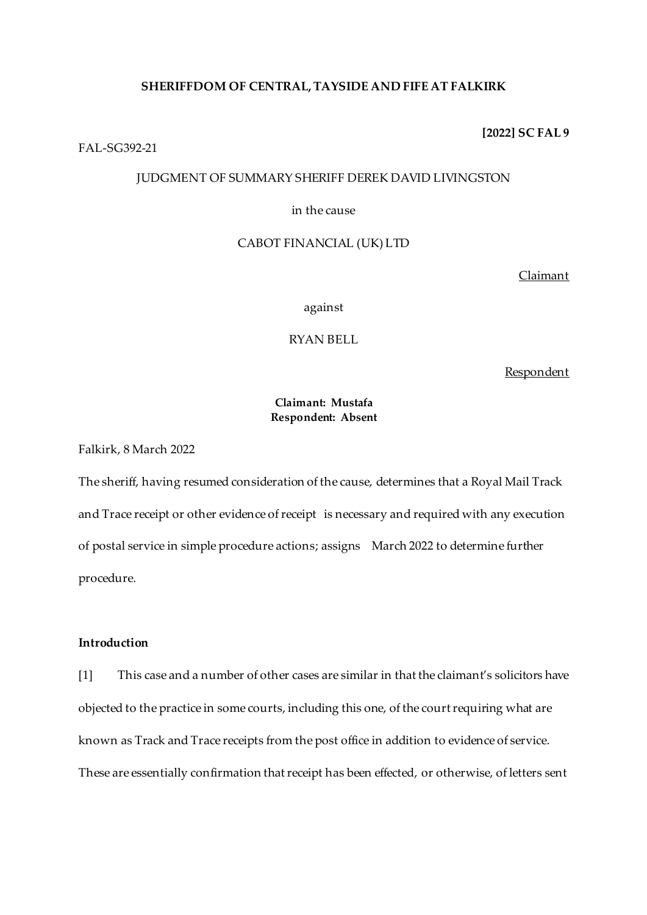**SHERIFFDOM OF CENTRAL, TAYSIDE AND FIFE AT FALKIRK**

**[2022] SC FAL 9**

FAL-SG392-21

JUDGMENT OF SUMMARY SHERIFF DEREK DAVID LIVINGSTON

in the cause

CABOT FINANCIAL (UK) LTD

Claimant

against

RYAN BELL

Respondent

**Claimant: Mustafa**
**Respondent: Absent**

Falkirk, 8 March 2022

The sheriff, having resumed consideration of the cause, determines that a Royal Mail Track and Trace receipt or other evidence of receipt is necessary and required with any execution of postal service in simple procedure actions; assigns March 2022 to determine further procedure.

**Introduction**

[1] This case and a number of other cases are similar in that the claimant's solicitors have objected to the practice in some courts, including this one, of the court requiring what are known as Track and Trace receipts from the post office in addition to evidence of service. These are essentially confirmation that receipt has been effected, or otherwise, of letters sent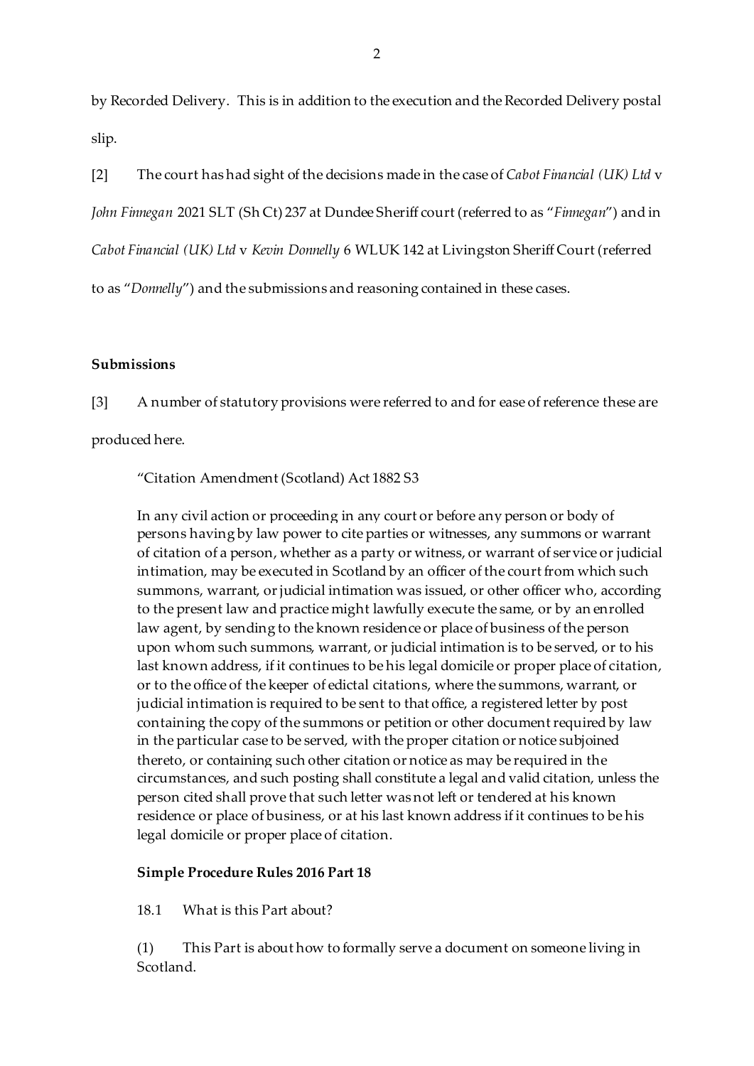by Recorded Delivery. This is in addition to the execution and the Recorded Delivery postal slip.

[2] The court has had sight of the decisions made in the case of *Cabot Financial (UK) Ltd* v *John Finnegan* 2021 SLT (Sh Ct) 237 at Dundee Sheriff court (referred to as "*Finnegan*") and in *Cabot Financial (UK) Ltd* v *Kevin Donnelly* 6 WLUK 142 at Livingston Sheriff Court (referred to as "*Donnelly*") and the submissions and reasoning contained in these cases.

**Submissions**

[3] A number of statutory provisions were referred to and for ease of reference these are produced here.

> "Citation Amendment (Scotland) Act 1882 S3
>
> In any civil action or proceeding in any court or before any person or body of persons having by law power to cite parties or witnesses, any summons or warrant of citation of a person, whether as a party or witness, or warrant of service or judicial intimation, may be executed in Scotland by an officer of the court from which such summons, warrant, or judicial intimation was issued, or other officer who, according to the present law and practice might lawfully execute the same, or by an enrolled law agent, by sending to the known residence or place of business of the person upon whom such summons, warrant, or judicial intimation is to be served, or to his last known address, if it continues to be his legal domicile or proper place of citation, or to the office of the keeper of edictal citations, where the summons, warrant, or judicial intimation is required to be sent to that office, a registered letter by post containing the copy of the summons or petition or other document required by law in the particular case to be served, with the proper citation or notice subjoined thereto, or containing such other citation or notice as may be required in the circumstances, and such posting shall constitute a legal and valid citation, unless the person cited shall prove that such letter was not left or tendered at his known residence or place of business, or at his last known address if it continues to be his legal domicile or proper place of citation.
>
> **Simple Procedure Rules 2016 Part 18**
>
> 18.1 What is this Part about?
>
> (1) This Part is about how to formally serve a document on someone living in Scotland.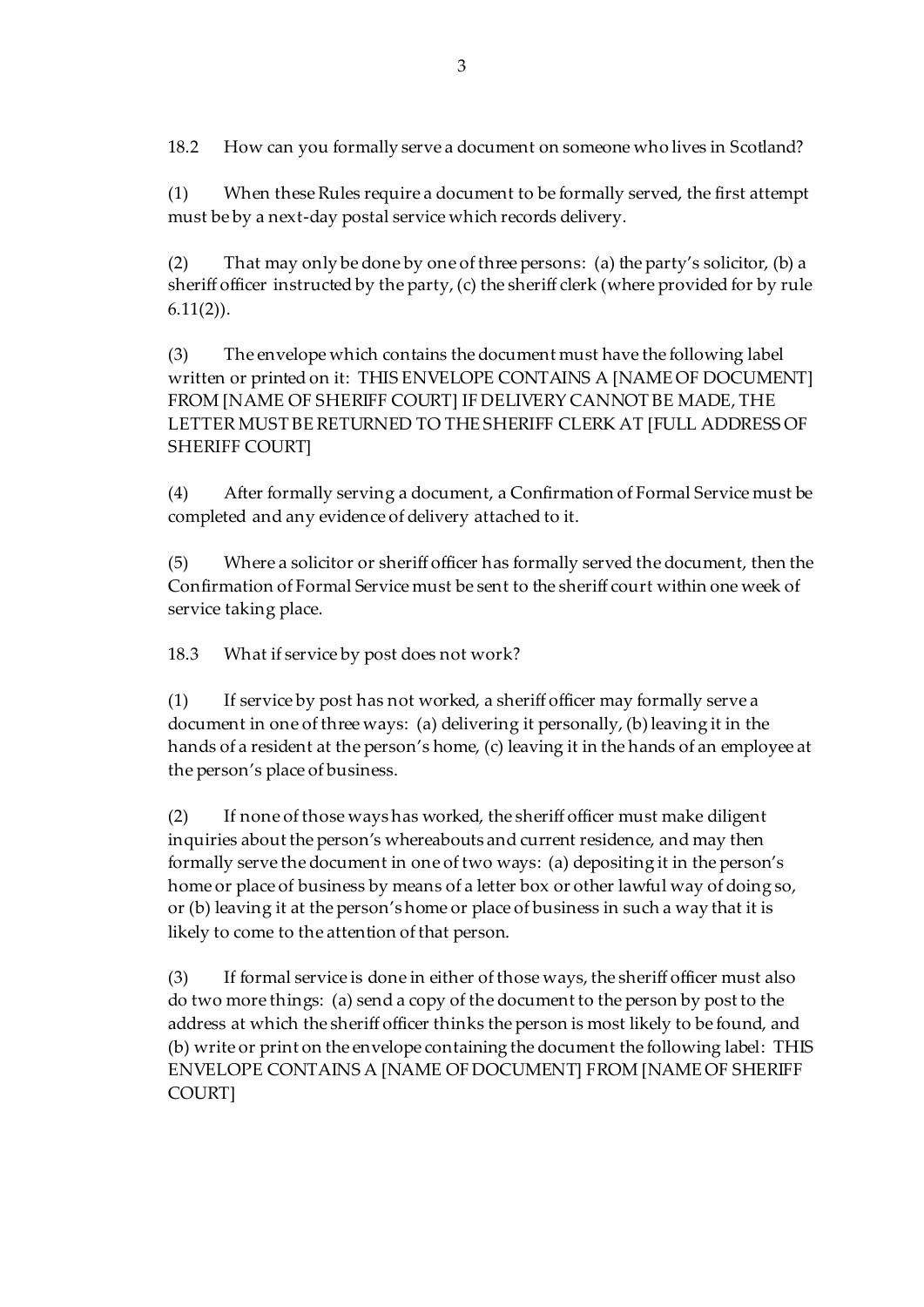### 18.2 How can you formally serve a document on someone who lives in Scotland?

(1) When these Rules require a document to be formally served, the first attempt must be by a next-day postal service which records delivery.

(2) That may only be done by one of three persons: (a) the party's solicitor, (b) a sheriff officer instructed by the party, (c) the sheriff clerk (where provided for by rule 6.11(2)).

(3) The envelope which contains the document must have the following label written or printed on it: THIS ENVELOPE CONTAINS A [NAME OF DOCUMENT] FROM [NAME OF SHERIFF COURT] IF DELIVERY CANNOT BE MADE, THE LETTER MUST BE RETURNED TO THE SHERIFF CLERK AT [FULL ADDRESS OF SHERIFF COURT]

(4) After formally serving a document, a Confirmation of Formal Service must be completed and any evidence of delivery attached to it.

(5) Where a solicitor or sheriff officer has formally served the document, then the Confirmation of Formal Service must be sent to the sheriff court within one week of service taking place.

### 18.3 What if service by post does not work?

(1) If service by post has not worked, a sheriff officer may formally serve a document in one of three ways: (a) delivering it personally, (b) leaving it in the hands of a resident at the person's home, (c) leaving it in the hands of an employee at the person's place of business.

(2) If none of those ways has worked, the sheriff officer must make diligent inquiries about the person's whereabouts and current residence, and may then formally serve the document in one of two ways: (a) depositing it in the person's home or place of business by means of a letter box or other lawful way of doing so, or (b) leaving it at the person's home or place of business in such a way that it is likely to come to the attention of that person.

(3) If formal service is done in either of those ways, the sheriff officer must also do two more things: (a) send a copy of the document to the person by post to the address at which the sheriff officer thinks the person is most likely to be found, and (b) write or print on the envelope containing the document the following label: THIS ENVELOPE CONTAINS A [NAME OF DOCUMENT] FROM [NAME OF SHERIFF COURT]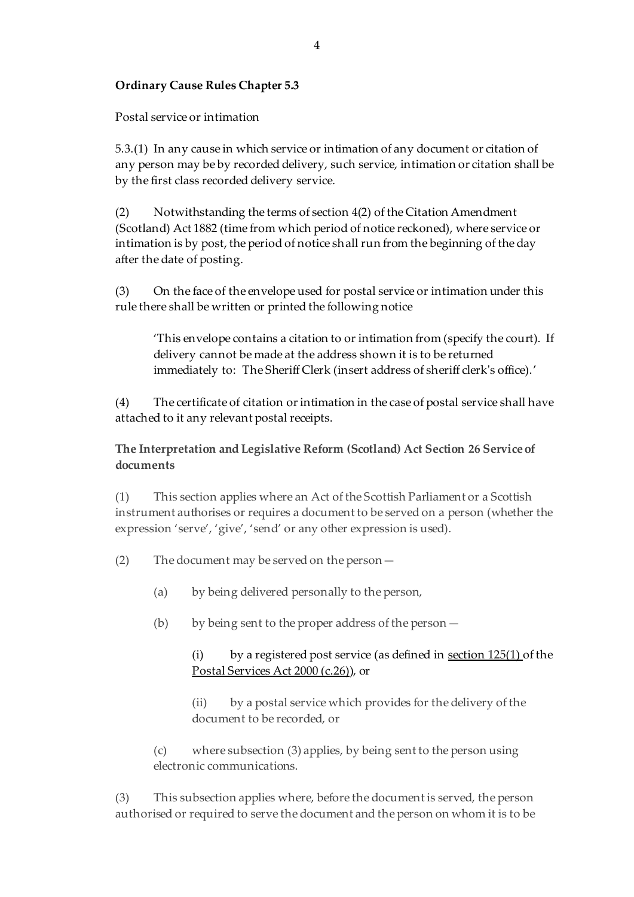**Ordinary Cause Rules Chapter 5.3**

Postal service or intimation

5.3.(1) In any cause in which service or intimation of any document or citation of any person may be by recorded delivery, such service, intimation or citation shall be by the first class recorded delivery service.

(2) Notwithstanding the terms of section 4(2) of the Citation Amendment (Scotland) Act 1882 (time from which period of notice reckoned), where service or intimation is by post, the period of notice shall run from the beginning of the day after the date of posting.

(3) On the face of the envelope used for postal service or intimation under this rule there shall be written or printed the following notice

> 'This envelope contains a citation to or intimation from (specify the court). If delivery cannot be made at the address shown it is to be returned immediately to: The Sheriff Clerk (insert address of sheriff clerk's office).'

(4) The certificate of citation or intimation in the case of postal service shall have attached to it any relevant postal receipts.

**The Interpretation and Legislative Reform (Scotland) Act Section 26 Service of documents**

(1) This section applies where an Act of the Scottish Parliament or a Scottish instrument authorises or requires a document to be served on a person (whether the expression 'serve', 'give', 'send' or any other expression is used).

(2) The document may be served on the person—

- (a) by being delivered personally to the person,
- (b) by being sent to the proper address of the person—
  - (i) by a registered post service (as defined in section 125(1) of the Postal Services Act 2000 (c.26)), or
  - (ii) by a postal service which provides for the delivery of the document to be recorded, or
- (c) where subsection (3) applies, by being sent to the person using electronic communications.

(3) This subsection applies where, before the document is served, the person authorised or required to serve the document and the person on whom it is to be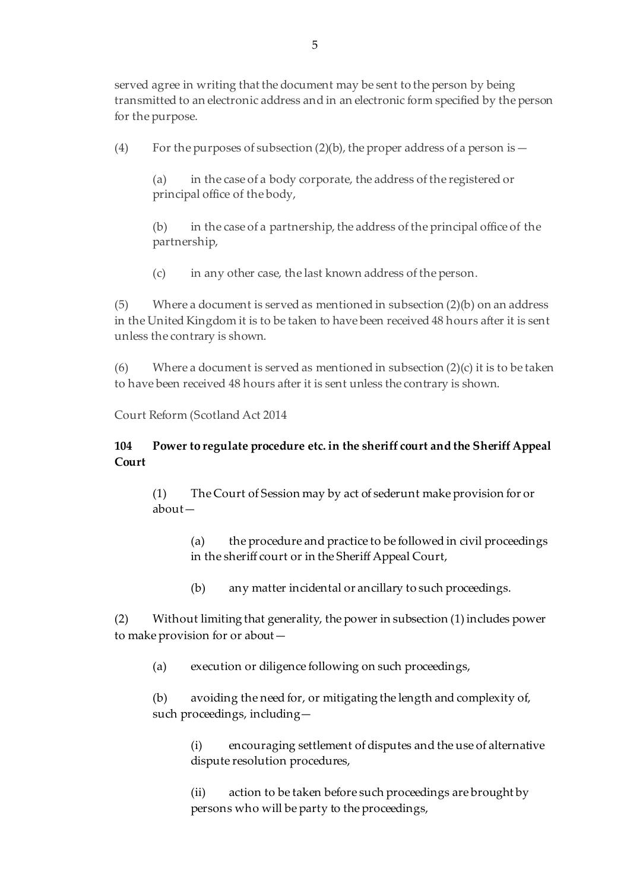served agree in writing that the document may be sent to the person by being transmitted to an electronic address and in an electronic form specified by the person for the purpose.

(4) For the purposes of subsection (2)(b), the proper address of a person is—

(a) in the case of a body corporate, the address of the registered or principal office of the body,

(b) in the case of a partnership, the address of the principal office of the partnership,

(c) in any other case, the last known address of the person.

(5) Where a document is served as mentioned in subsection (2)(b) on an address in the United Kingdom it is to be taken to have been received 48 hours after it is sent unless the contrary is shown.

(6) Where a document is served as mentioned in subsection (2)(c) it is to be taken to have been received 48 hours after it is sent unless the contrary is shown.

Court Reform (Scotland Act 2014

**104 Power to regulate procedure etc. in the sheriff court and the Sheriff Appeal Court**

(1) The Court of Session may by act of sederunt make provision for or about—

(a) the procedure and practice to be followed in civil proceedings in the sheriff court or in the Sheriff Appeal Court,

(b) any matter incidental or ancillary to such proceedings.

(2) Without limiting that generality, the power in subsection (1) includes power to make provision for or about—

(a) execution or diligence following on such proceedings,

(b) avoiding the need for, or mitigating the length and complexity of, such proceedings, including—

(i) encouraging settlement of disputes and the use of alternative dispute resolution procedures,

(ii) action to be taken before such proceedings are brought by persons who will be party to the proceedings,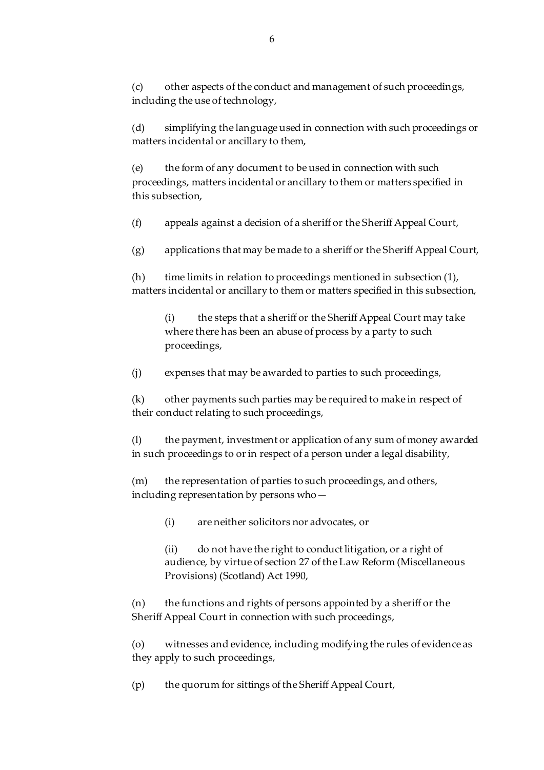(c) other aspects of the conduct and management of such proceedings, including the use of technology,

(d) simplifying the language used in connection with such proceedings or matters incidental or ancillary to them,

(e) the form of any document to be used in connection with such proceedings, matters incidental or ancillary to them or matters specified in this subsection,

(f) appeals against a decision of a sheriff or the Sheriff Appeal Court,

(g) applications that may be made to a sheriff or the Sheriff Appeal Court,

(h) time limits in relation to proceedings mentioned in subsection (1), matters incidental or ancillary to them or matters specified in this subsection,

> (i) the steps that a sheriff or the Sheriff Appeal Court may take where there has been an abuse of process by a party to such proceedings,

(j) expenses that may be awarded to parties to such proceedings,

(k) other payments such parties may be required to make in respect of their conduct relating to such proceedings,

(l) the payment, investment or application of any sum of money awarded in such proceedings to or in respect of a person under a legal disability,

(m) the representation of parties to such proceedings, and others, including representation by persons who—

> (i) are neither solicitors nor advocates, or
>
> (ii) do not have the right to conduct litigation, or a right of audience, by virtue of section 27 of the Law Reform (Miscellaneous Provisions) (Scotland) Act 1990,

(n) the functions and rights of persons appointed by a sheriff or the Sheriff Appeal Court in connection with such proceedings,

(o) witnesses and evidence, including modifying the rules of evidence as they apply to such proceedings,

(p) the quorum for sittings of the Sheriff Appeal Court,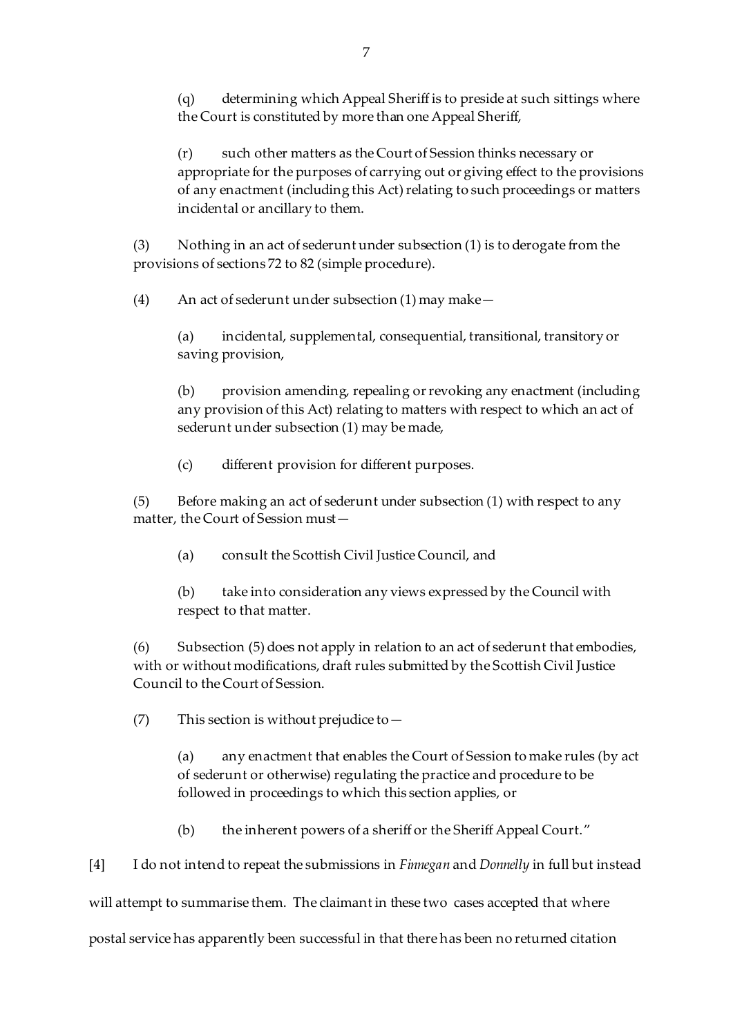(q) determining which Appeal Sheriff is to preside at such sittings where the Court is constituted by more than one Appeal Sheriff,

(r) such other matters as the Court of Session thinks necessary or appropriate for the purposes of carrying out or giving effect to the provisions of any enactment (including this Act) relating to such proceedings or matters incidental or ancillary to them.

(3) Nothing in an act of sederunt under subsection (1) is to derogate from the provisions of sections 72 to 82 (simple procedure).

(4) An act of sederunt under subsection (1) may make—

(a) incidental, supplemental, consequential, transitional, transitory or saving provision,

(b) provision amending, repealing or revoking any enactment (including any provision of this Act) relating to matters with respect to which an act of sederunt under subsection (1) may be made,

(c) different provision for different purposes.

(5) Before making an act of sederunt under subsection (1) with respect to any matter, the Court of Session must—

(a) consult the Scottish Civil Justice Council, and

(b) take into consideration any views expressed by the Council with respect to that matter.

(6) Subsection (5) does not apply in relation to an act of sederunt that embodies, with or without modifications, draft rules submitted by the Scottish Civil Justice Council to the Court of Session.

(7) This section is without prejudice to—

(a) any enactment that enables the Court of Session to make rules (by act of sederunt or otherwise) regulating the practice and procedure to be followed in proceedings to which this section applies, or

(b) the inherent powers of a sheriff or the Sheriff Appeal Court."

[4] I do not intend to repeat the submissions in *Finnegan* and *Donnelly* in full but instead will attempt to summarise them. The claimant in these two cases accepted that where postal service has apparently been successful in that there has been no returned citation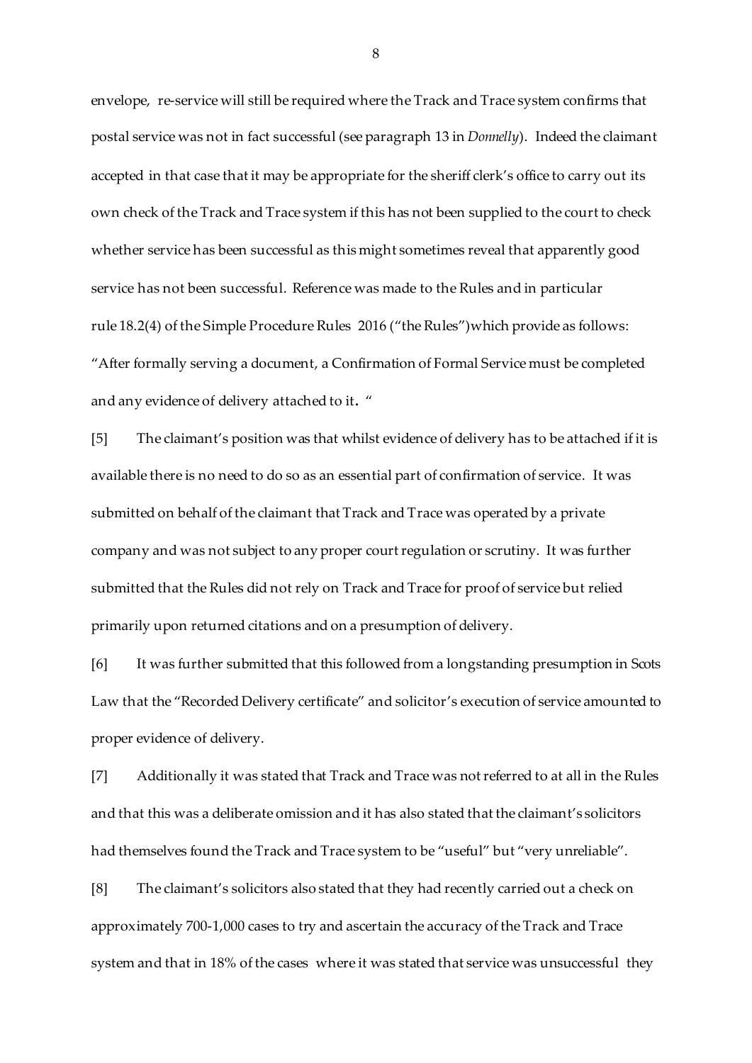envelope, re-service will still be required where the Track and Trace system confirms that postal service was not in fact successful (see paragraph 13 in *Donnelly*). Indeed the claimant accepted in that case that it may be appropriate for the sheriff clerk's office to carry out its own check of the Track and Trace system if this has not been supplied to the court to check whether service has been successful as this might sometimes reveal that apparently good service has not been successful. Reference was made to the Rules and in particular rule 18.2(4) of the Simple Procedure Rules 2016 ("the Rules")which provide as follows: "After formally serving a document, a Confirmation of Formal Service must be completed and any evidence of delivery attached to it. "

[5] The claimant's position was that whilst evidence of delivery has to be attached if it is available there is no need to do so as an essential part of confirmation of service. It was submitted on behalf of the claimant that Track and Trace was operated by a private company and was not subject to any proper court regulation or scrutiny. It was further submitted that the Rules did not rely on Track and Trace for proof of service but relied primarily upon returned citations and on a presumption of delivery.

[6] It was further submitted that this followed from a longstanding presumption in Scots Law that the "Recorded Delivery certificate" and solicitor's execution of service amounted to proper evidence of delivery.

[7] Additionally it was stated that Track and Trace was not referred to at all in the Rules and that this was a deliberate omission and it has also stated that the claimant's solicitors had themselves found the Track and Trace system to be "useful" but "very unreliable".

[8] The claimant's solicitors also stated that they had recently carried out a check on approximately 700-1,000 cases to try and ascertain the accuracy of the Track and Trace system and that in 18% of the cases where it was stated that service was unsuccessful they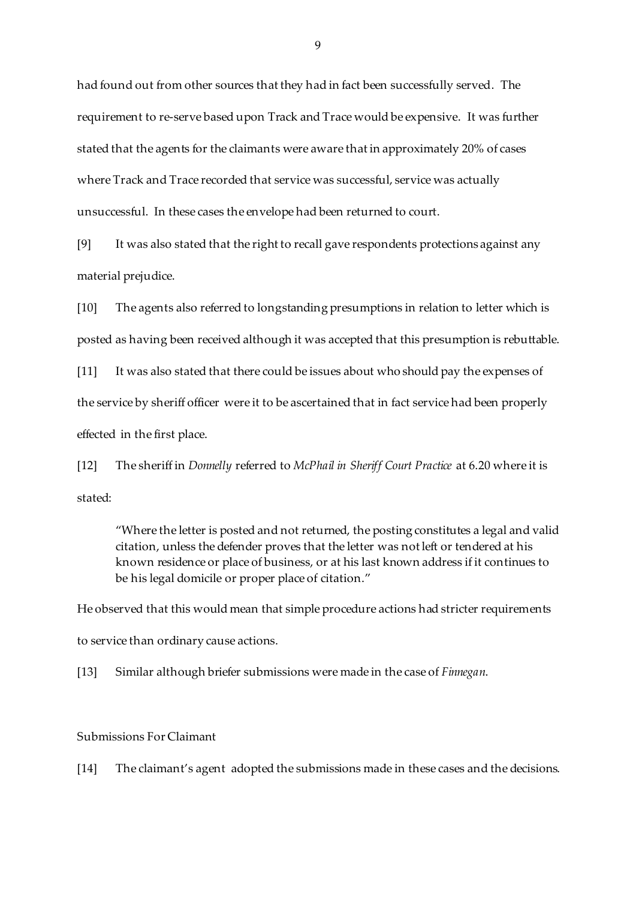had found out from other sources that they had in fact been successfully served. The requirement to re-serve based upon Track and Trace would be expensive. It was further stated that the agents for the claimants were aware that in approximately 20% of cases where Track and Trace recorded that service was successful, service was actually unsuccessful. In these cases the envelope had been returned to court.

[9] It was also stated that the right to recall gave respondents protections against any material prejudice.

[10] The agents also referred to longstanding presumptions in relation to letter which is posted as having been received although it was accepted that this presumption is rebuttable.

[11] It was also stated that there could be issues about who should pay the expenses of the service by sheriff officer were it to be ascertained that in fact service had been properly effected in the first place.

[12] The sheriff in *Donnelly* referred to *McPhail in Sheriff Court Practice* at 6.20 where it is stated:

> "Where the letter is posted and not returned, the posting constitutes a legal and valid citation, unless the defender proves that the letter was not left or tendered at his known residence or place of business, or at his last known address if it continues to be his legal domicile or proper place of citation."

He observed that this would mean that simple procedure actions had stricter requirements to service than ordinary cause actions.

[13] Similar although briefer submissions were made in the case of *Finnegan*.

## Submissions For Claimant

[14] The claimant's agent adopted the submissions made in these cases and the decisions.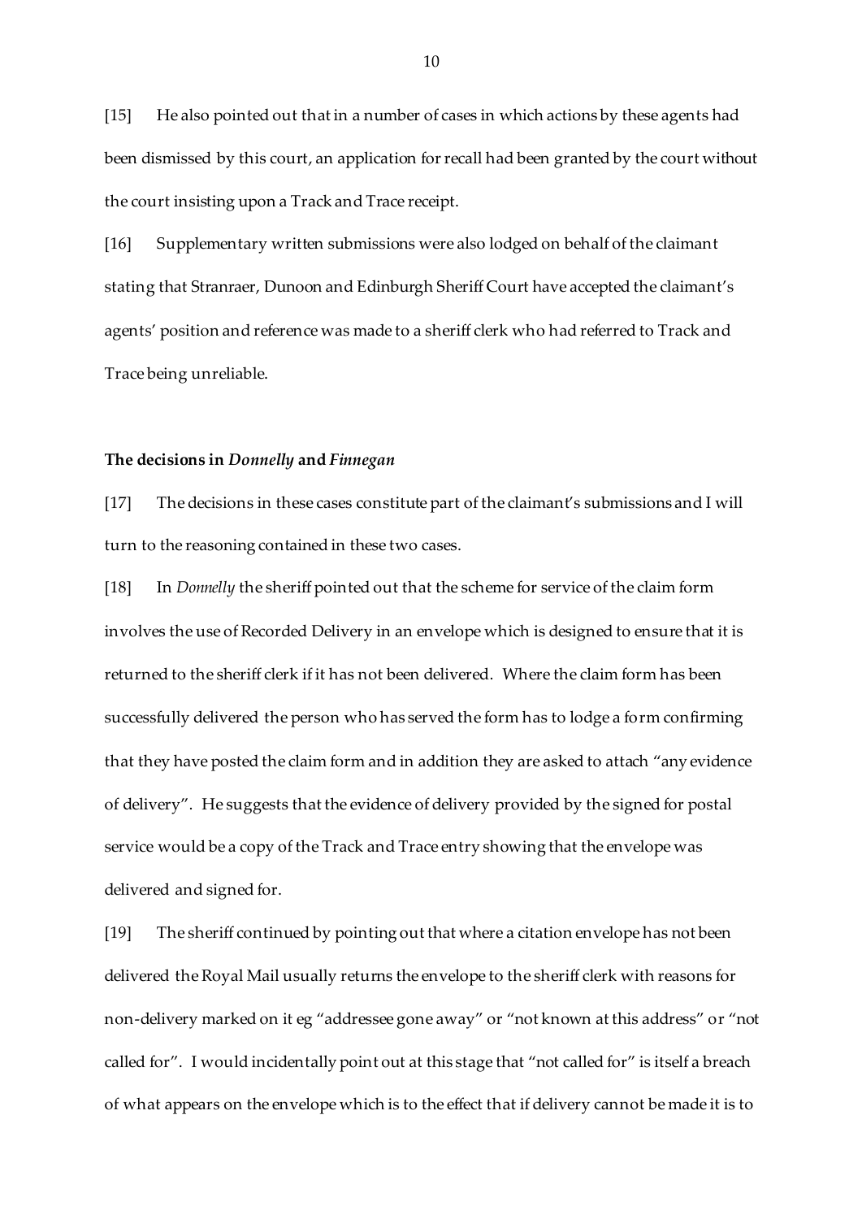[15] He also pointed out that in a number of cases in which actions by these agents had been dismissed by this court, an application for recall had been granted by the court without the court insisting upon a Track and Trace receipt.

[16] Supplementary written submissions were also lodged on behalf of the claimant stating that Stranraer, Dunoon and Edinburgh Sheriff Court have accepted the claimant's agents' position and reference was made to a sheriff clerk who had referred to Track and Trace being unreliable.

**The decisions in *Donnelly* and *Finnegan***

[17] The decisions in these cases constitute part of the claimant's submissions and I will turn to the reasoning contained in these two cases.

[18] In *Donnelly* the sheriff pointed out that the scheme for service of the claim form involves the use of Recorded Delivery in an envelope which is designed to ensure that it is returned to the sheriff clerk if it has not been delivered. Where the claim form has been successfully delivered the person who has served the form has to lodge a form confirming that they have posted the claim form and in addition they are asked to attach "any evidence of delivery". He suggests that the evidence of delivery provided by the signed for postal service would be a copy of the Track and Trace entry showing that the envelope was delivered and signed for.

[19] The sheriff continued by pointing out that where a citation envelope has not been delivered the Royal Mail usually returns the envelope to the sheriff clerk with reasons for non-delivery marked on it eg "addressee gone away" or "not known at this address" or "not called for". I would incidentally point out at this stage that "not called for" is itself a breach of what appears on the envelope which is to the effect that if delivery cannot be made it is to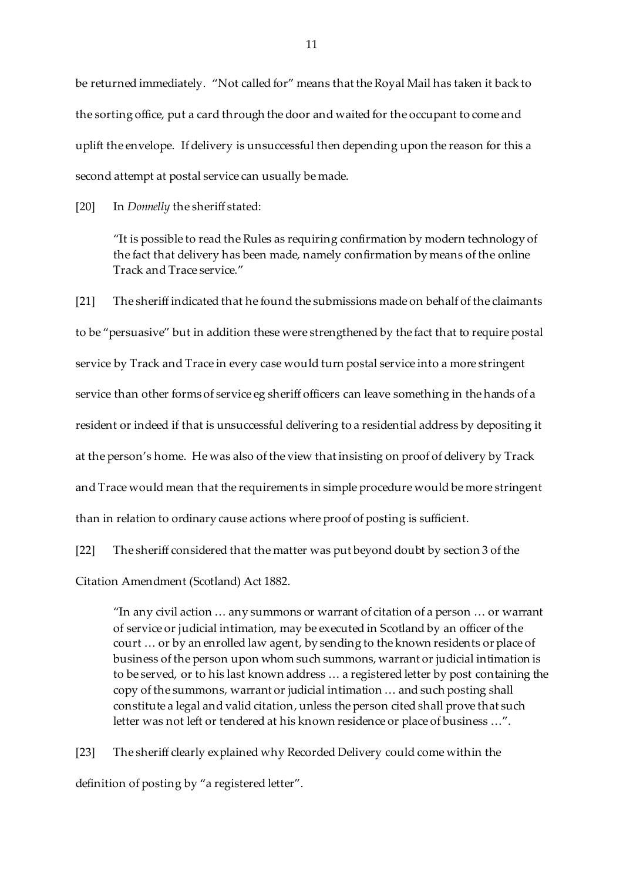be returned immediately. "Not called for" means that the Royal Mail has taken it back to the sorting office, put a card through the door and waited for the occupant to come and uplift the envelope. If delivery is unsuccessful then depending upon the reason for this a second attempt at postal service can usually be made.

[20] In *Donnelly* the sheriff stated:

> "It is possible to read the Rules as requiring confirmation by modern technology of the fact that delivery has been made, namely confirmation by means of the online Track and Trace service."

[21] The sheriff indicated that he found the submissions made on behalf of the claimants to be "persuasive" but in addition these were strengthened by the fact that to require postal service by Track and Trace in every case would turn postal service into a more stringent service than other forms of service eg sheriff officers can leave something in the hands of a resident or indeed if that is unsuccessful delivering to a residential address by depositing it at the person's home. He was also of the view that insisting on proof of delivery by Track and Trace would mean that the requirements in simple procedure would be more stringent than in relation to ordinary cause actions where proof of posting is sufficient.

[22] The sheriff considered that the matter was put beyond doubt by section 3 of the Citation Amendment (Scotland) Act 1882.

> "In any civil action … any summons or warrant of citation of a person … or warrant of service or judicial intimation, may be executed in Scotland by an officer of the court … or by an enrolled law agent, by sending to the known residents or place of business of the person upon whom such summons, warrant or judicial intimation is to be served, or to his last known address … a registered letter by post containing the copy of the summons, warrant or judicial intimation … and such posting shall constitute a legal and valid citation, unless the person cited shall prove that such letter was not left or tendered at his known residence or place of business …".

[23] The sheriff clearly explained why Recorded Delivery could come within the definition of posting by "a registered letter".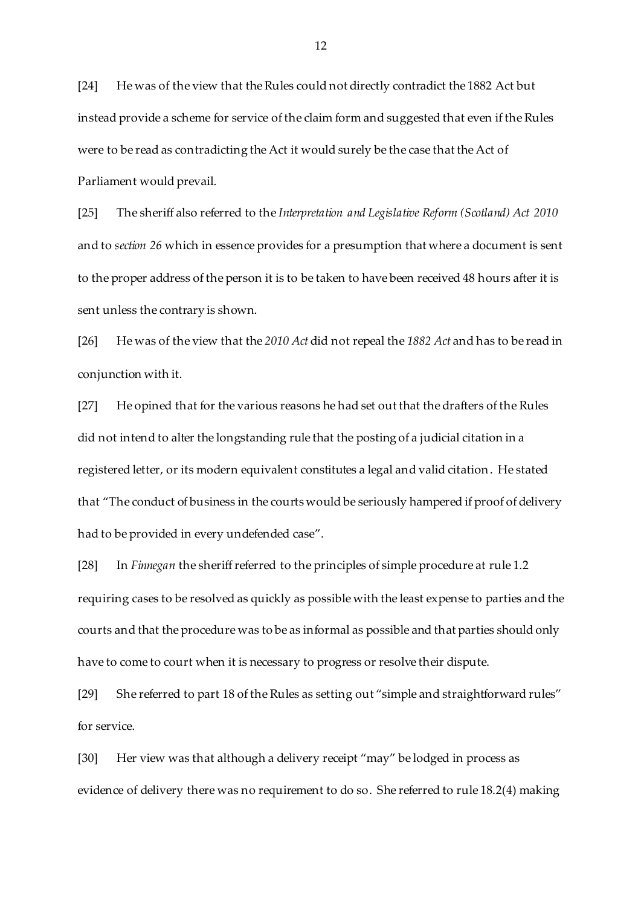[24] He was of the view that the Rules could not directly contradict the 1882 Act but instead provide a scheme for service of the claim form and suggested that even if the Rules were to be read as contradicting the Act it would surely be the case that the Act of Parliament would prevail.

[25] The sheriff also referred to the *Interpretation and Legislative Reform (Scotland) Act 2010* and to *section 26* which in essence provides for a presumption that where a document is sent to the proper address of the person it is to be taken to have been received 48 hours after it is sent unless the contrary is shown.

[26] He was of the view that the *2010 Act* did not repeal the *1882 Act* and has to be read in conjunction with it.

[27] He opined that for the various reasons he had set out that the drafters of the Rules did not intend to alter the longstanding rule that the posting of a judicial citation in a registered letter, or its modern equivalent constitutes a legal and valid citation. He stated that "The conduct of business in the courts would be seriously hampered if proof of delivery had to be provided in every undefended case".

[28] In *Finnegan* the sheriff referred to the principles of simple procedure at rule 1.2 requiring cases to be resolved as quickly as possible with the least expense to parties and the courts and that the procedure was to be as informal as possible and that parties should only have to come to court when it is necessary to progress or resolve their dispute.

[29] She referred to part 18 of the Rules as setting out "simple and straightforward rules" for service.

[30] Her view was that although a delivery receipt "may" be lodged in process as evidence of delivery there was no requirement to do so. She referred to rule 18.2(4) making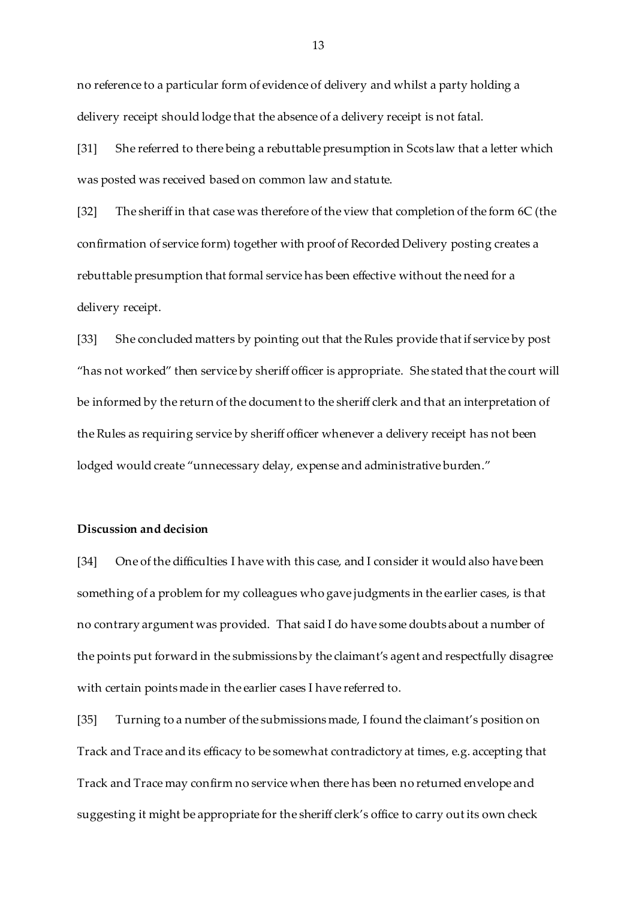no reference to a particular form of evidence of delivery and whilst a party holding a delivery receipt should lodge that the absence of a delivery receipt is not fatal.

[31] She referred to there being a rebuttable presumption in Scots law that a letter which was posted was received based on common law and statute.

[32] The sheriff in that case was therefore of the view that completion of the form 6C (the confirmation of service form) together with proof of Recorded Delivery posting creates a rebuttable presumption that formal service has been effective without the need for a delivery receipt.

[33] She concluded matters by pointing out that the Rules provide that if service by post "has not worked" then service by sheriff officer is appropriate. She stated that the court will be informed by the return of the document to the sheriff clerk and that an interpretation of the Rules as requiring service by sheriff officer whenever a delivery receipt has not been lodged would create "unnecessary delay, expense and administrative burden."

**Discussion and decision**

[34] One of the difficulties I have with this case, and I consider it would also have been something of a problem for my colleagues who gave judgments in the earlier cases, is that no contrary argument was provided. That said I do have some doubts about a number of the points put forward in the submissions by the claimant's agent and respectfully disagree with certain points made in the earlier cases I have referred to.

[35] Turning to a number of the submissions made, I found the claimant's position on Track and Trace and its efficacy to be somewhat contradictory at times, e.g. accepting that Track and Trace may confirm no service when there has been no returned envelope and suggesting it might be appropriate for the sheriff clerk's office to carry out its own check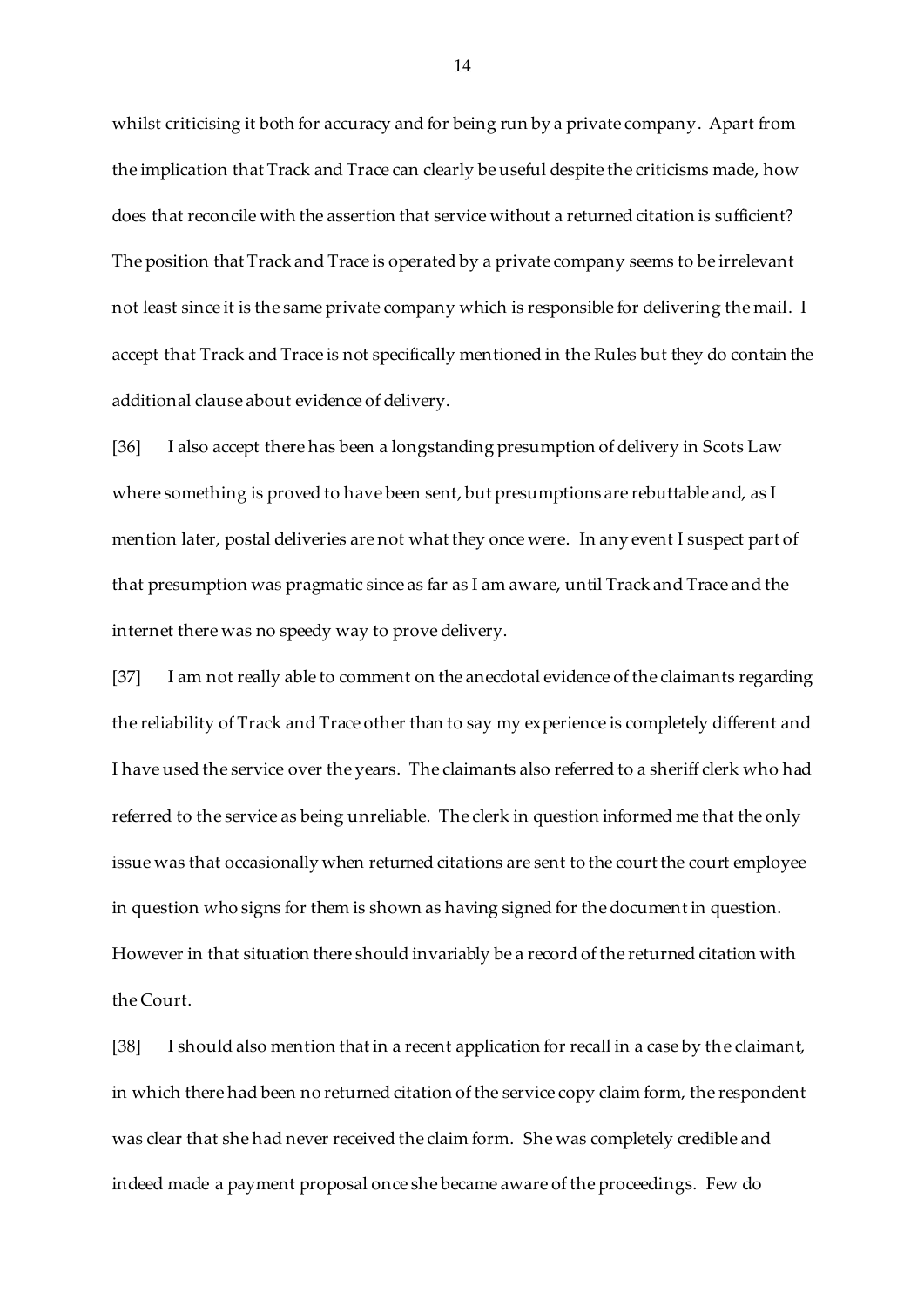whilst criticising it both for accuracy and for being run by a private company. Apart from the implication that Track and Trace can clearly be useful despite the criticisms made, how does that reconcile with the assertion that service without a returned citation is sufficient? The position that Track and Trace is operated by a private company seems to be irrelevant not least since it is the same private company which is responsible for delivering the mail. I accept that Track and Trace is not specifically mentioned in the Rules but they do contain the additional clause about evidence of delivery.

[36] I also accept there has been a longstanding presumption of delivery in Scots Law where something is proved to have been sent, but presumptions are rebuttable and, as I mention later, postal deliveries are not what they once were. In any event I suspect part of that presumption was pragmatic since as far as I am aware, until Track and Trace and the internet there was no speedy way to prove delivery.

[37] I am not really able to comment on the anecdotal evidence of the claimants regarding the reliability of Track and Trace other than to say my experience is completely different and I have used the service over the years. The claimants also referred to a sheriff clerk who had referred to the service as being unreliable. The clerk in question informed me that the only issue was that occasionally when returned citations are sent to the court the court employee in question who signs for them is shown as having signed for the document in question. However in that situation there should invariably be a record of the returned citation with the Court.

[38] I should also mention that in a recent application for recall in a case by the claimant, in which there had been no returned citation of the service copy claim form, the respondent was clear that she had never received the claim form. She was completely credible and indeed made a payment proposal once she became aware of the proceedings. Few do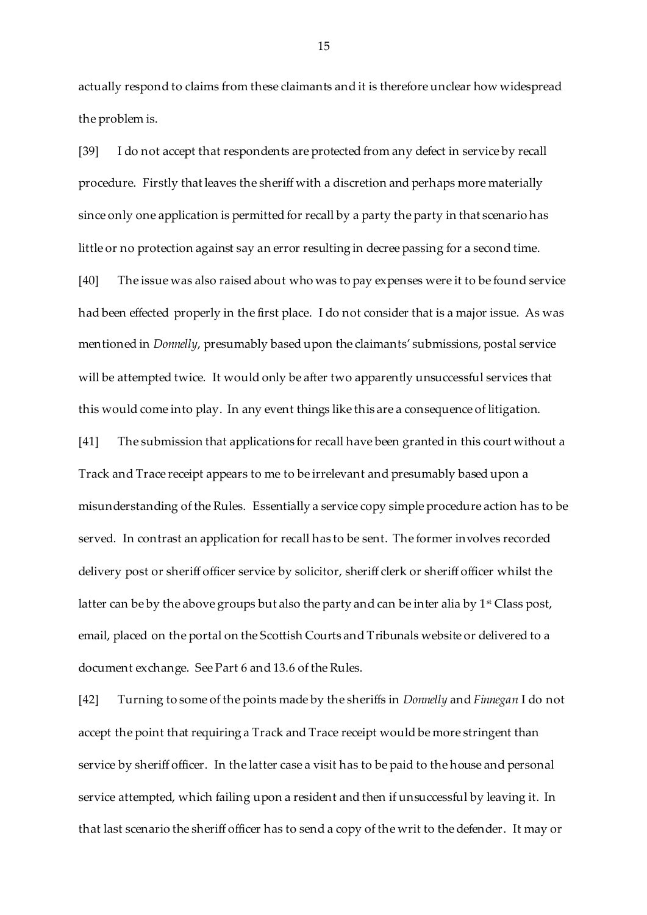actually respond to claims from these claimants and it is therefore unclear how widespread the problem is.

[39] I do not accept that respondents are protected from any defect in service by recall procedure. Firstly that leaves the sheriff with a discretion and perhaps more materially since only one application is permitted for recall by a party the party in that scenario has little or no protection against say an error resulting in decree passing for a second time.

[40] The issue was also raised about who was to pay expenses were it to be found service had been effected properly in the first place. I do not consider that is a major issue. As was mentioned in *Donnelly*, presumably based upon the claimants' submissions, postal service will be attempted twice. It would only be after two apparently unsuccessful services that this would come into play. In any event things like this are a consequence of litigation.

[41] The submission that applications for recall have been granted in this court without a Track and Trace receipt appears to me to be irrelevant and presumably based upon a misunderstanding of the Rules. Essentially a service copy simple procedure action has to be served. In contrast an application for recall has to be sent. The former involves recorded delivery post or sheriff officer service by solicitor, sheriff clerk or sheriff officer whilst the latter can be by the above groups but also the party and can be inter alia by 1st Class post, email, placed on the portal on the Scottish Courts and Tribunals website or delivered to a document exchange. See Part 6 and 13.6 of the Rules.

[42] Turning to some of the points made by the sheriffs in *Donnelly* and *Finnegan* I do not accept the point that requiring a Track and Trace receipt would be more stringent than service by sheriff officer. In the latter case a visit has to be paid to the house and personal service attempted, which failing upon a resident and then if unsuccessful by leaving it. In that last scenario the sheriff officer has to send a copy of the writ to the defender. It may or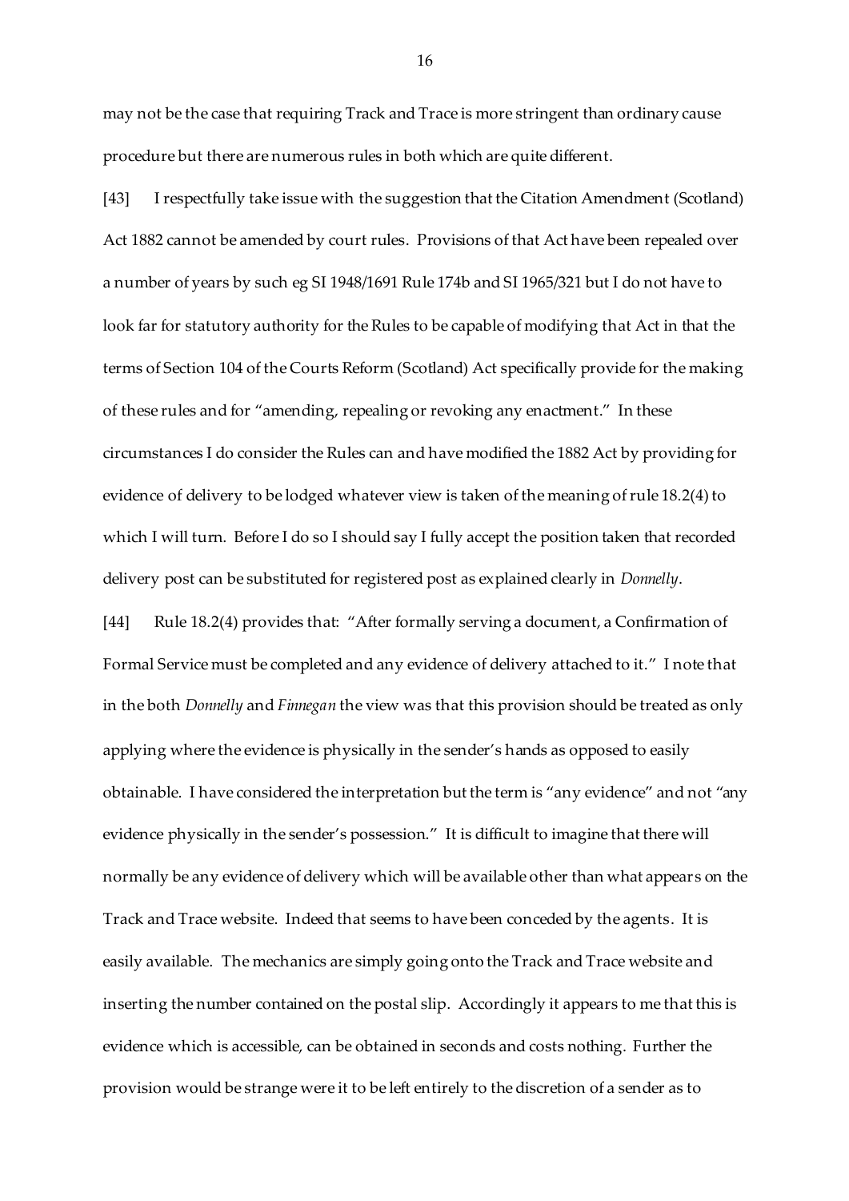may not be the case that requiring Track and Trace is more stringent than ordinary cause procedure but there are numerous rules in both which are quite different.

[43] I respectfully take issue with the suggestion that the Citation Amendment (Scotland) Act 1882 cannot be amended by court rules. Provisions of that Act have been repealed over a number of years by such eg SI 1948/1691 Rule 174b and SI 1965/321 but I do not have to look far for statutory authority for the Rules to be capable of modifying that Act in that the terms of Section 104 of the Courts Reform (Scotland) Act specifically provide for the making of these rules and for "amending, repealing or revoking any enactment." In these circumstances I do consider the Rules can and have modified the 1882 Act by providing for evidence of delivery to be lodged whatever view is taken of the meaning of rule 18.2(4) to which I will turn. Before I do so I should say I fully accept the position taken that recorded delivery post can be substituted for registered post as explained clearly in *Donnelly*.

[44] Rule 18.2(4) provides that: "After formally serving a document, a Confirmation of Formal Service must be completed and any evidence of delivery attached to it." I note that in the both *Donnelly* and *Finnegan* the view was that this provision should be treated as only applying where the evidence is physically in the sender's hands as opposed to easily obtainable. I have considered the interpretation but the term is "any evidence" and not "any evidence physically in the sender's possession." It is difficult to imagine that there will normally be any evidence of delivery which will be available other than what appears on the Track and Trace website. Indeed that seems to have been conceded by the agents. It is easily available. The mechanics are simply going onto the Track and Trace website and inserting the number contained on the postal slip. Accordingly it appears to me that this is evidence which is accessible, can be obtained in seconds and costs nothing. Further the provision would be strange were it to be left entirely to the discretion of a sender as to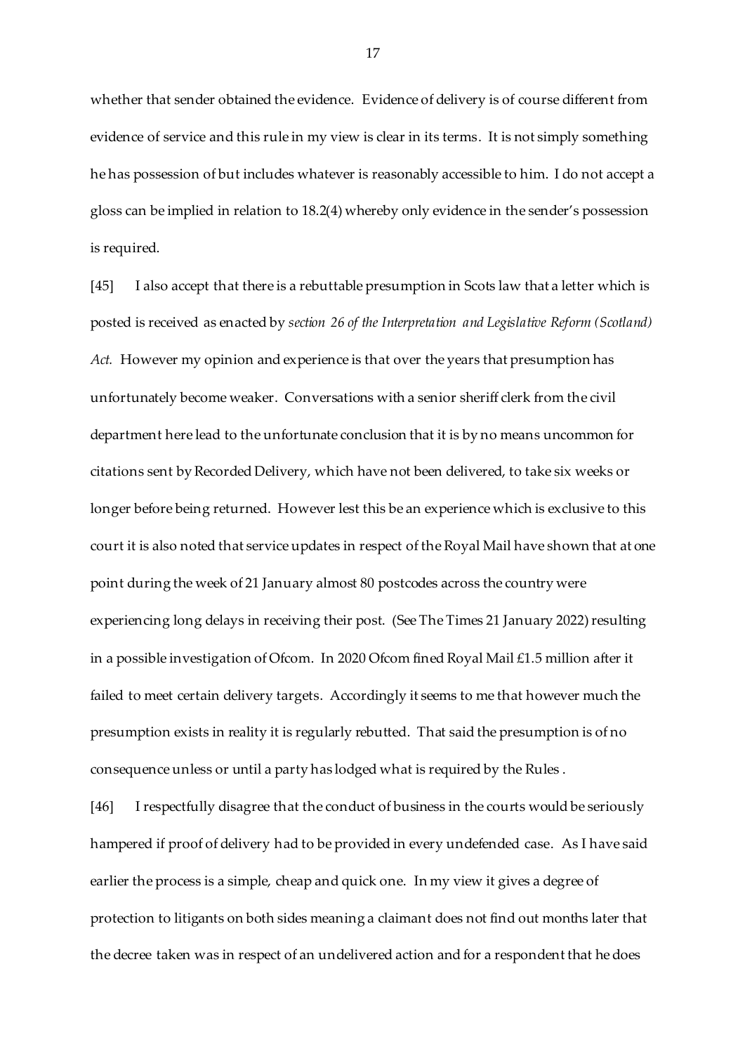whether that sender obtained the evidence. Evidence of delivery is of course different from evidence of service and this rule in my view is clear in its terms. It is not simply something he has possession of but includes whatever is reasonably accessible to him. I do not accept a gloss can be implied in relation to 18.2(4) whereby only evidence in the sender's possession is required.

[45] I also accept that there is a rebuttable presumption in Scots law that a letter which is posted is received as enacted by *section 26 of the Interpretation and Legislative Reform (Scotland) Act.* However my opinion and experience is that over the years that presumption has unfortunately become weaker. Conversations with a senior sheriff clerk from the civil department here lead to the unfortunate conclusion that it is by no means uncommon for citations sent by Recorded Delivery, which have not been delivered, to take six weeks or longer before being returned. However lest this be an experience which is exclusive to this court it is also noted that service updates in respect of the Royal Mail have shown that at one point during the week of 21 January almost 80 postcodes across the country were experiencing long delays in receiving their post. (See The Times 21 January 2022) resulting in a possible investigation of Ofcom. In 2020 Ofcom fined Royal Mail £1.5 million after it failed to meet certain delivery targets. Accordingly it seems to me that however much the presumption exists in reality it is regularly rebutted. That said the presumption is of no consequence unless or until a party has lodged what is required by the Rules .

[46] I respectfully disagree that the conduct of business in the courts would be seriously hampered if proof of delivery had to be provided in every undefended case. As I have said earlier the process is a simple, cheap and quick one. In my view it gives a degree of protection to litigants on both sides meaning a claimant does not find out months later that the decree taken was in respect of an undelivered action and for a respondent that he does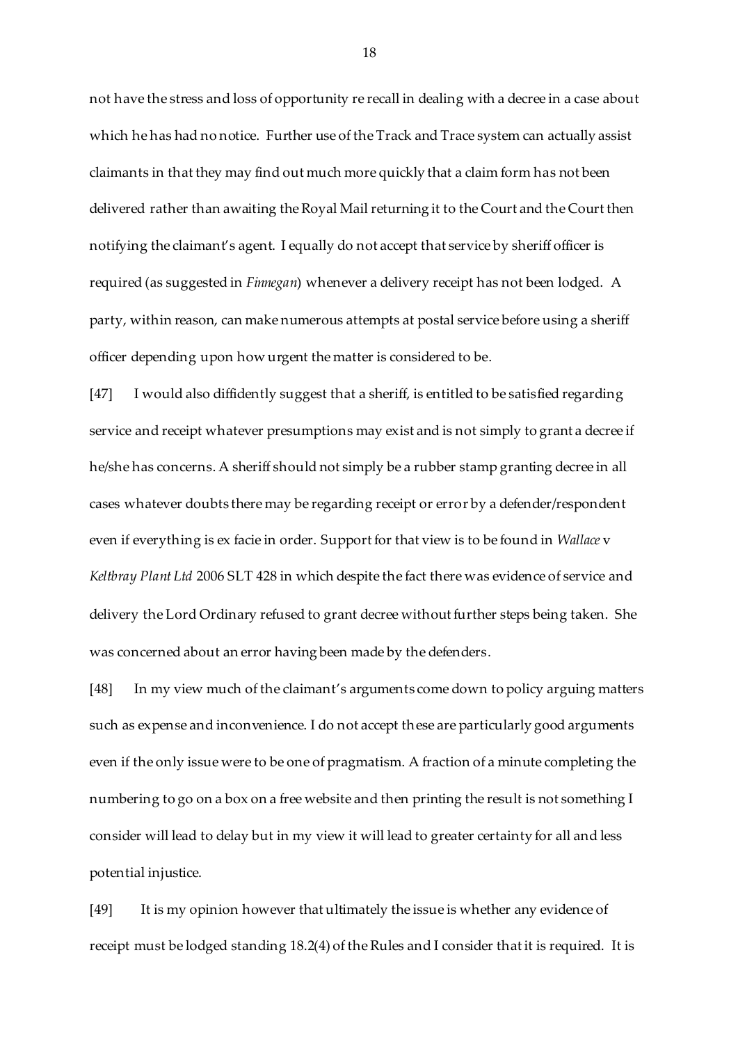not have the stress and loss of opportunity re recall in dealing with a decree in a case about which he has had no notice. Further use of the Track and Trace system can actually assist claimants in that they may find out much more quickly that a claim form has not been delivered rather than awaiting the Royal Mail returning it to the Court and the Court then notifying the claimant's agent. I equally do not accept that service by sheriff officer is required (as suggested in *Finnegan*) whenever a delivery receipt has not been lodged. A party, within reason, can make numerous attempts at postal service before using a sheriff officer depending upon how urgent the matter is considered to be.

[47] I would also diffidently suggest that a sheriff, is entitled to be satisfied regarding service and receipt whatever presumptions may exist and is not simply to grant a decree if he/she has concerns. A sheriff should not simply be a rubber stamp granting decree in all cases whatever doubts there may be regarding receipt or error by a defender/respondent even if everything is ex facie in order. Support for that view is to be found in *Wallace* v *Keltbray Plant Ltd* 2006 SLT 428 in which despite the fact there was evidence of service and delivery the Lord Ordinary refused to grant decree without further steps being taken. She was concerned about an error having been made by the defenders.

[48] In my view much of the claimant's arguments come down to policy arguing matters such as expense and inconvenience. I do not accept these are particularly good arguments even if the only issue were to be one of pragmatism. A fraction of a minute completing the numbering to go on a box on a free website and then printing the result is not something I consider will lead to delay but in my view it will lead to greater certainty for all and less potential injustice.

[49] It is my opinion however that ultimately the issue is whether any evidence of receipt must be lodged standing 18.2(4) of the Rules and I consider that it is required. It is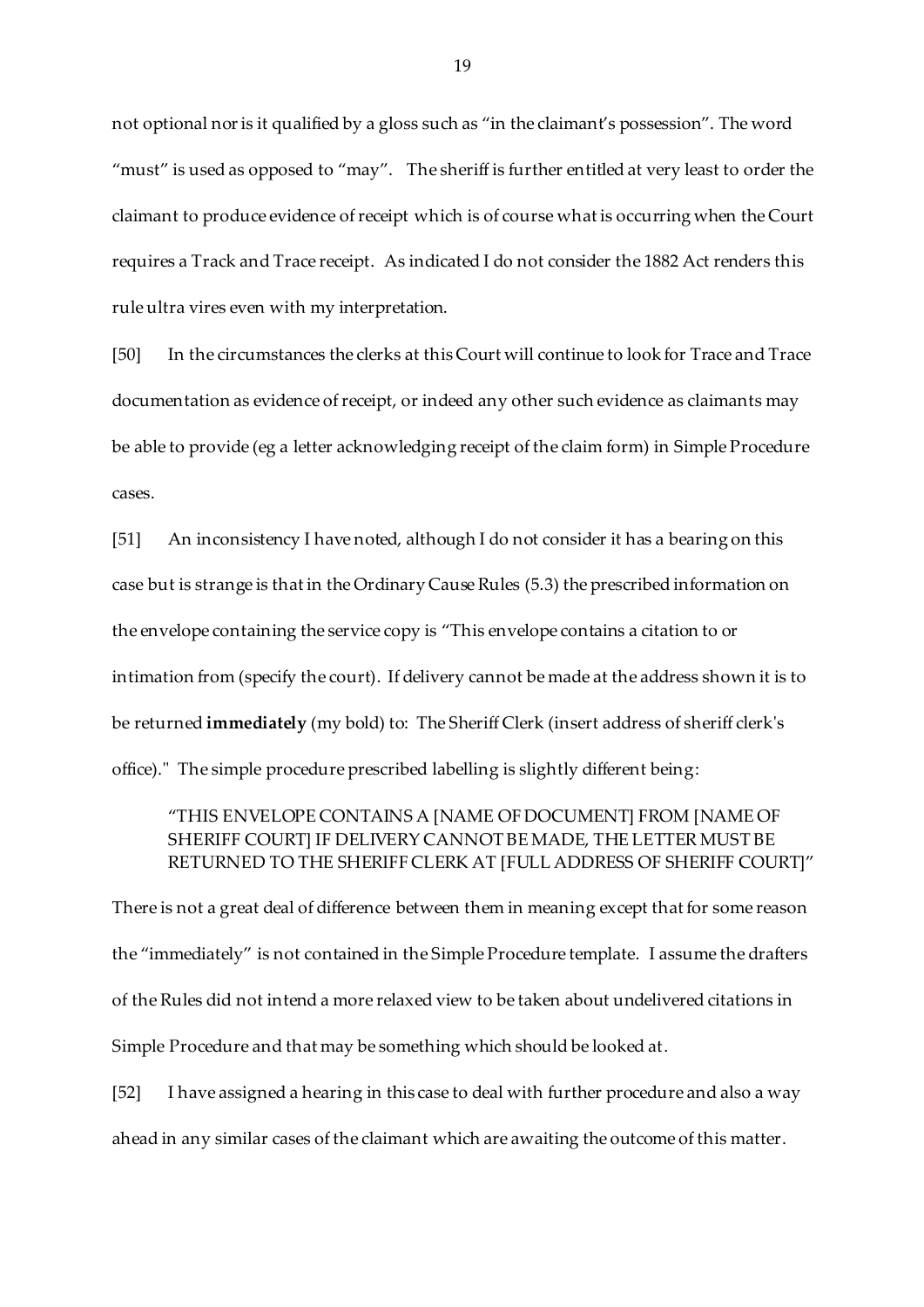not optional nor is it qualified by a gloss such as "in the claimant's possession". The word "must" is used as opposed to "may". The sheriff is further entitled at very least to order the claimant to produce evidence of receipt which is of course what is occurring when the Court requires a Track and Trace receipt. As indicated I do not consider the 1882 Act renders this rule ultra vires even with my interpretation.

[50] In the circumstances the clerks at this Court will continue to look for Trace and Trace documentation as evidence of receipt, or indeed any other such evidence as claimants may be able to provide (eg a letter acknowledging receipt of the claim form) in Simple Procedure cases.

[51] An inconsistency I have noted, although I do not consider it has a bearing on this case but is strange is that in the Ordinary Cause Rules (5.3) the prescribed information on the envelope containing the service copy is "This envelope contains a citation to or intimation from (specify the court). If delivery cannot be made at the address shown it is to be returned **immediately** (my bold) to: The Sheriff Clerk (insert address of sheriff clerk's office)." The simple procedure prescribed labelling is slightly different being:

> "THIS ENVELOPE CONTAINS A [NAME OF DOCUMENT] FROM [NAME OF SHERIFF COURT] IF DELIVERY CANNOT BE MADE, THE LETTER MUST BE RETURNED TO THE SHERIFF CLERK AT [FULL ADDRESS OF SHERIFF COURT]"

There is not a great deal of difference between them in meaning except that for some reason the "immediately" is not contained in the Simple Procedure template. I assume the drafters of the Rules did not intend a more relaxed view to be taken about undelivered citations in Simple Procedure and that may be something which should be looked at.

[52] I have assigned a hearing in this case to deal with further procedure and also a way ahead in any similar cases of the claimant which are awaiting the outcome of this matter.